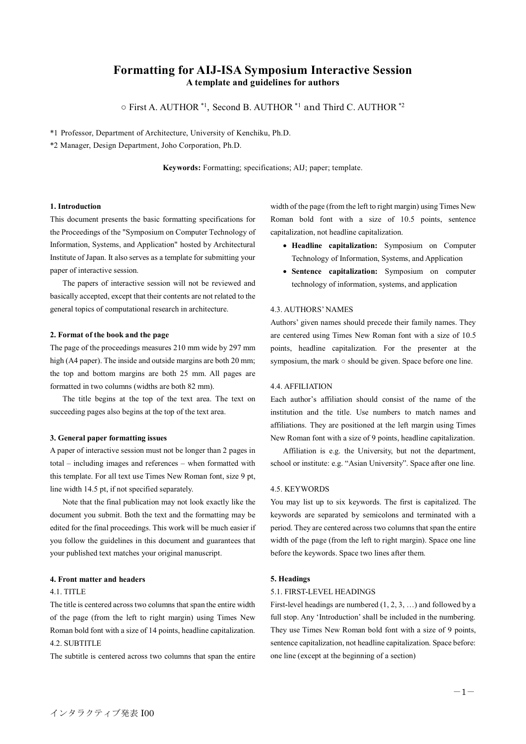# Formatting for AIJ-ISA Symposium Interactive Session

**A template and guidelines for authors**

○ First A. AUTHOR [*1], Second B. AUTHOR [*1] and Third C. AUTHOR [*2]

*1 Professor, Department of Architecture, University of Kenchiku, Ph.D.

*2 Manager, Design Department, Joho Corporation, Ph.D.

**Keywords:** Formatting; specifications; AIJ; paper; template.

## 1. Introduction

This document presents the basic formatting specifications for the Proceedings of the "Symposium on Computer Technology of Information, Systems, and Application" hosted by Architectural Institute of Japan. It also serves as a template for submitting your paper of interactive session.

The papers of interactive session will not be reviewed and basically accepted, except that their contents are not related to the general topics of computational research in architecture.

## 2. Format of the book and the page

The page of the proceedings measures 210 mm wide by 297 mm high (A4 paper). The inside and outside margins are both 20 mm; the top and bottom margins are both 25 mm. All pages are formatted in two columns (widths are both 82 mm).

The title begins at the top of the text area. The text on succeeding pages also begins at the top of the text area.

## 3. General paper formatting issues

A paper of interactive session must not be longer than 2 pages in total – including images and references – when formatted with this template. For all text use Times New Roman font, size 9 pt, line width 14.5 pt, if not specified separately.

Note that the final publication may not look exactly like the document you submit. Both the text and the formatting may be edited for the final proceedings. This work will be much easier if you follow the guidelines in this document and guarantees that your published text matches your original manuscript.

## 4. Front matter and headers

### 4.1. TITLE

The title is centered across two columns that span the entire width of the page (from the left to right margin) using Times New Roman bold font with a size of 14 points, headline capitalization.

### 4.2. SUBTITLE

The subtitle is centered across two columns that span the entire width of the page (from the left to right margin) using Times New Roman bold font with a size of 10.5 points, sentence capitalization, not headline capitalization.

- **Headline capitalization:** Symposium on Computer Technology of Information, Systems, and Application
- **Sentence capitalization:** Symposium on computer technology of information, systems, and application

### 4.3. AUTHORS' NAMES

Authors' given names should precede their family names. They are centered using Times New Roman font with a size of 10.5 points, headline capitalization. For the presenter at the symposium, the mark ○ should be given. Space before one line.

### 4.4. AFFILIATION

Each author's affiliation should consist of the name of the institution and the title. Use numbers to match names and affiliations. They are positioned at the left margin using Times New Roman font with a size of 9 points, headline capitalization.

Affiliation is e.g. the University, but not the department, school or institute: e.g. "Asian University". Space after one line.

### 4.5. KEYWORDS

You may list up to six keywords. The first is capitalized. The keywords are separated by semicolons and terminated with a period. They are centered across two columns that span the entire width of the page (from the left to right margin). Space one line before the keywords. Space two lines after them.

## 5. Headings

### 5.1. FIRST-LEVEL HEADINGS

First-level headings are numbered (1, 2, 3, …) and followed by a full stop. Any 'Introduction' shall be included in the numbering. They use Times New Roman bold font with a size of 9 points, sentence capitalization, not headline capitalization. Space before: one line (except at the beginning of a section)

インタラクティブ発表 I00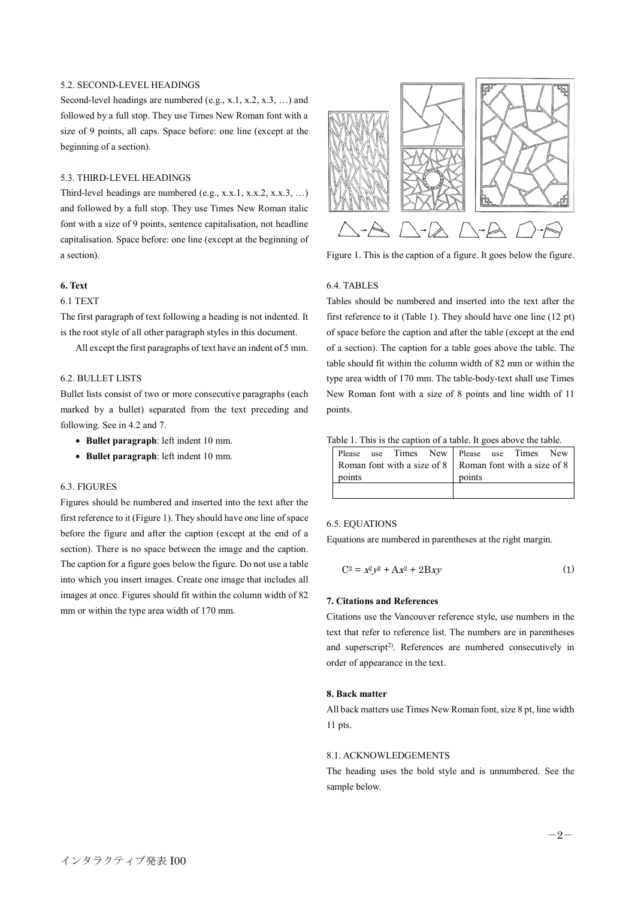### 5.2. SECOND-LEVEL HEADINGS

Second-level headings are numbered (e.g., x.1, x.2, x.3, …) and followed by a full stop. They use Times New Roman font with a size of 9 points, all caps. Space before: one line (except at the beginning of a section).

### 5.3. THIRD-LEVEL HEADINGS

Third-level headings are numbered (e.g., x.x.1, x.x.2, x.x.3, …) and followed by a full stop. They use Times New Roman italic font with a size of 9 points, sentence capitalisation, not headline capitalisation. Space before: one line (except at the beginning of a section).

## 6. Text

### 6.1 TEXT

The first paragraph of text following a heading is not indented. It is the root style of all other paragraph styles in this document.

All except the first paragraphs of text have an indent of 5 mm.

### 6.2. BULLET LISTS

Bullet lists consist of two or more consecutive paragraphs (each marked by a bullet) separated from the text preceding and following. See in 4.2 and 7.

- **Bullet paragraph**: left indent 10 mm.
- **Bullet paragraph**: left indent 10 mm.

### 6.3. FIGURES

Figures should be numbered and inserted into the text after the first reference to it (Figure 1). They should have one line of space before the figure and after the caption (except at the end of a section). There is no space between the image and the caption. The caption for a figure goes below the figure. Do not use a table into which you insert images. Create one image that includes all images at once. Figures should fit within the column width of 82 mm or within the type area width of 170 mm.

Figure 1. This is the caption of a figure. It goes below the figure.

### 6.4. TABLES

Tables should be numbered and inserted into the text after the first reference to it (Table 1). They should have one line (12 pt) of space before the caption and after the table (except at the end of a section). The caption for a table goes above the table. The table should fit within the column width of 82 mm or within the type area width of 170 mm. The table-body-text shall use Times New Roman font with a size of 8 points and line width of 11 points.

Table 1. This is the caption of a table. It goes above the table.

| Please use Times New Roman font with a size of 8 points | Please use Times New Roman font with a size of 8 points |
|---|---|
| | |

### 6.5. EQUATIONS

Equations are numbered in parentheses at the right margin.

$$C^2 = x^2y^2 + Ax^2 + 2Bxy \quad (1)$$

## 7. Citations and References

Citations use the Vancouver reference style, use numbers in the text that refer to reference list. The numbers are in parentheses and superscript[2)]. References are numbered consecutively in order of appearance in the text.

## 8. Back matter

All back matters use Times New Roman font, size 8 pt, line width 11 pts.

### 8.1. ACKNOWLEDGEMENTS

The heading uses the bold style and is unnumbered. See the sample below.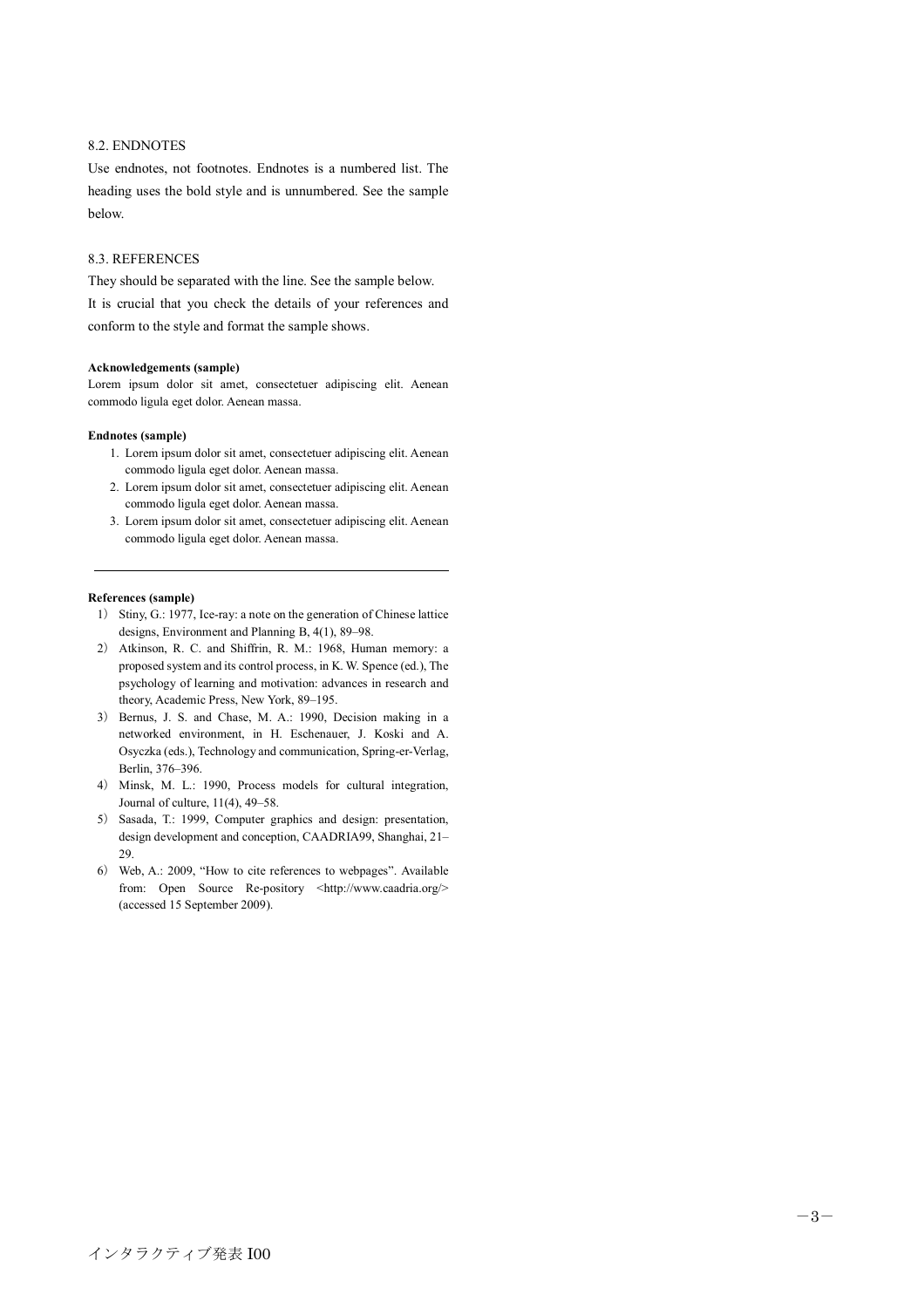### 8.2. ENDNOTES

Use endnotes, not footnotes. Endnotes is a numbered list. The heading uses the bold style and is unnumbered. See the sample below.

### 8.3. REFERENCES

They should be separated with the line. See the sample below.

It is crucial that you check the details of your references and conform to the style and format the sample shows.

**Acknowledgements (sample)**

Lorem ipsum dolor sit amet, consectetuer adipiscing elit. Aenean commodo ligula eget dolor. Aenean massa.

**Endnotes (sample)**

1. Lorem ipsum dolor sit amet, consectetuer adipiscing elit. Aenean commodo ligula eget dolor. Aenean massa.
2. Lorem ipsum dolor sit amet, consectetuer adipiscing elit. Aenean commodo ligula eget dolor. Aenean massa.
3. Lorem ipsum dolor sit amet, consectetuer adipiscing elit. Aenean commodo ligula eget dolor. Aenean massa.

---

**References (sample)**

1） Stiny, G.: 1977, Ice-ray: a note on the generation of Chinese lattice designs, Environment and Planning B, 4(1), 89–98.

2） Atkinson, R. C. and Shiffrin, R. M.: 1968, Human memory: a proposed system and its control process, in K. W. Spence (ed.), The psychology of learning and motivation: advances in research and theory, Academic Press, New York, 89–195.

3） Bernus, J. S. and Chase, M. A.: 1990, Decision making in a networked environment, in H. Eschenauer, J. Koski and A. Osyczka (eds.), Technology and communication, Spring-er-Verlag, Berlin, 376–396.

4） Minsk, M. L.: 1990, Process models for cultural integration, Journal of culture, 11(4), 49–58.

5） Sasada, T.: 1999, Computer graphics and design: presentation, design development and conception, CAADRIA99, Shanghai, 21–29.

6） Web, A.: 2009, “How to cite references to webpages”. Available from: Open Source Re-pository <http://www.caadria.org/> (accessed 15 September 2009).